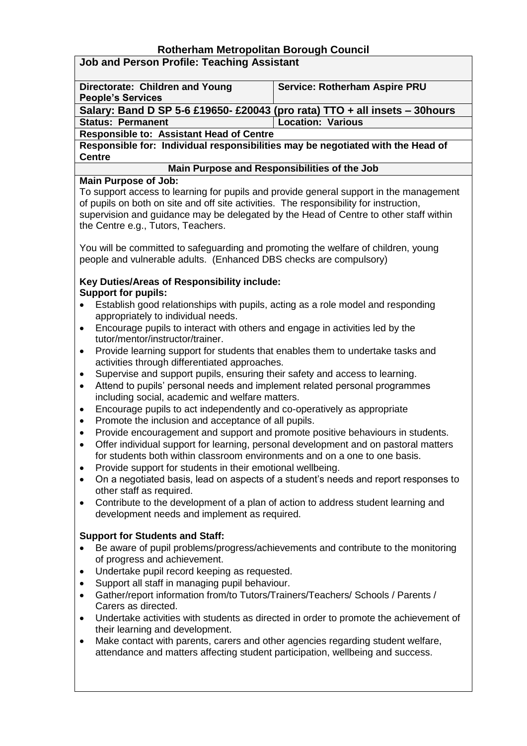# Rotherham Metropolitan Borough Council

## Job and Person Profile: Teaching Assistant

| Directorate: Children and Young People's Services | Service: Rotherham Aspire PRU |
|---|---|
| **Salary: Band D SP 5-6 £19650- £20043 (pro rata) TTO + all insets – 30hours** | |
| **Status: Permanent** | **Location: Various** |
| **Responsible to: Assistant Head of Centre** | |
| **Responsible for: Individual responsibilities may be negotiated with the Head of Centre** | |

### Main Purpose and Responsibilities of the Job

**Main Purpose of Job:**

To support access to learning for pupils and provide general support in the management of pupils on both on site and off site activities. The responsibility for instruction, supervision and guidance may be delegated by the Head of Centre to other staff within the Centre e.g., Tutors, Teachers.

You will be committed to safeguarding and promoting the welfare of children, young people and vulnerable adults. (Enhanced DBS checks are compulsory)

**Key Duties/Areas of Responsibility include:**

**Support for pupils:**

- Establish good relationships with pupils, acting as a role model and responding appropriately to individual needs.
- Encourage pupils to interact with others and engage in activities led by the tutor/mentor/instructor/trainer.
- Provide learning support for students that enables them to undertake tasks and activities through differentiated approaches.
- Supervise and support pupils, ensuring their safety and access to learning.
- Attend to pupils' personal needs and implement related personal programmes including social, academic and welfare matters.
- Encourage pupils to act independently and co-operatively as appropriate
- Promote the inclusion and acceptance of all pupils.
- Provide encouragement and support and promote positive behaviours in students.
- Offer individual support for learning, personal development and on pastoral matters for students both within classroom environments and on a one to one basis.
- Provide support for students in their emotional wellbeing.
- On a negotiated basis, lead on aspects of a student's needs and report responses to other staff as required.
- Contribute to the development of a plan of action to address student learning and development needs and implement as required.

**Support for Students and Staff:**

- Be aware of pupil problems/progress/achievements and contribute to the monitoring of progress and achievement.
- Undertake pupil record keeping as requested.
- Support all staff in managing pupil behaviour.
- Gather/report information from/to Tutors/Trainers/Teachers/ Schools / Parents / Carers as directed.
- Undertake activities with students as directed in order to promote the achievement of their learning and development.
- Make contact with parents, carers and other agencies regarding student welfare, attendance and matters affecting student participation, wellbeing and success.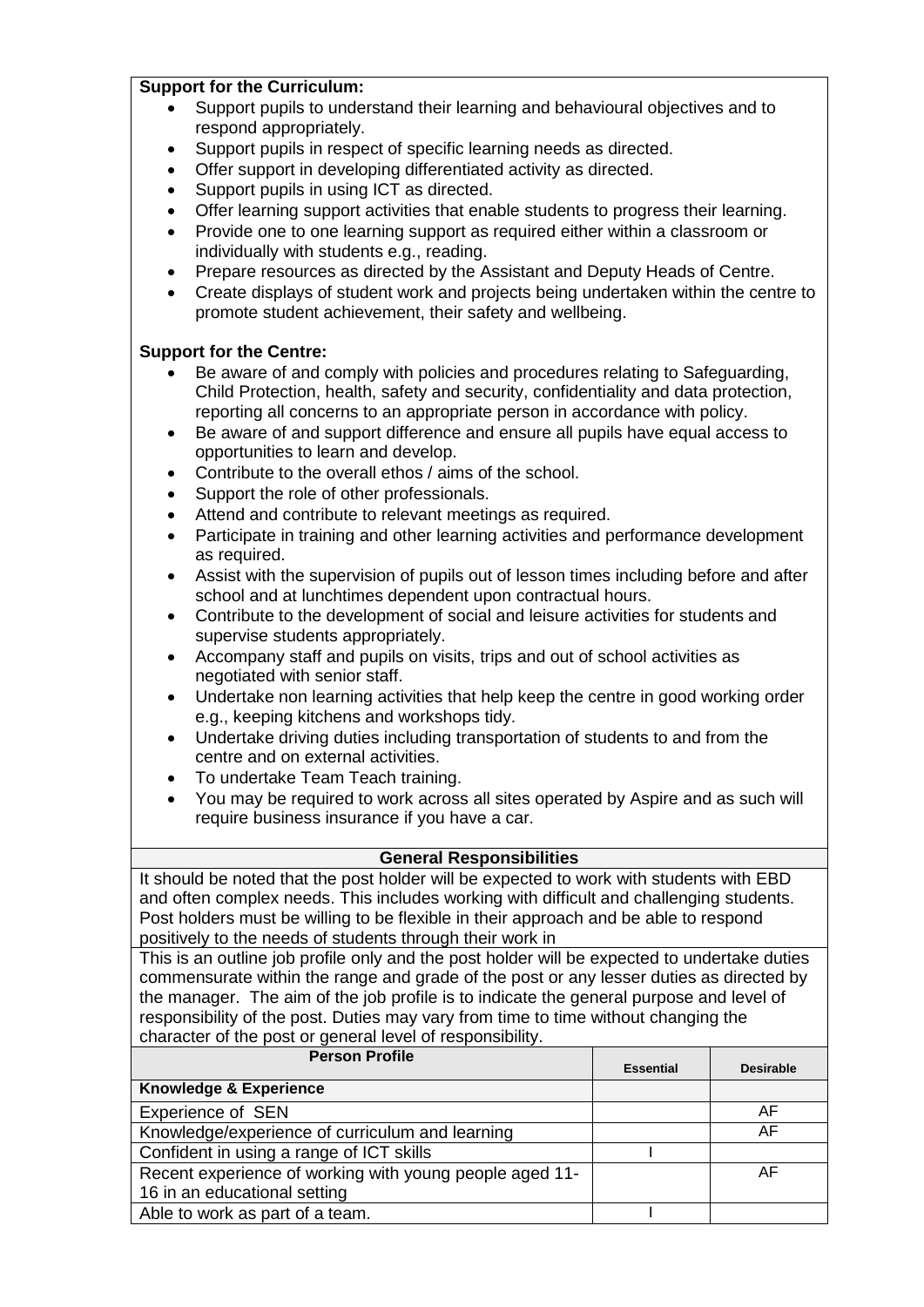**Support for the Curriculum:**

- Support pupils to understand their learning and behavioural objectives and to respond appropriately.
- Support pupils in respect of specific learning needs as directed.
- Offer support in developing differentiated activity as directed.
- Support pupils in using ICT as directed.
- Offer learning support activities that enable students to progress their learning.
- Provide one to one learning support as required either within a classroom or individually with students e.g., reading.
- Prepare resources as directed by the Assistant and Deputy Heads of Centre.
- Create displays of student work and projects being undertaken within the centre to promote student achievement, their safety and wellbeing.

**Support for the Centre:**

- Be aware of and comply with policies and procedures relating to Safeguarding, Child Protection, health, safety and security, confidentiality and data protection, reporting all concerns to an appropriate person in accordance with policy.
- Be aware of and support difference and ensure all pupils have equal access to opportunities to learn and develop.
- Contribute to the overall ethos / aims of the school.
- Support the role of other professionals.
- Attend and contribute to relevant meetings as required.
- Participate in training and other learning activities and performance development as required.
- Assist with the supervision of pupils out of lesson times including before and after school and at lunchtimes dependent upon contractual hours.
- Contribute to the development of social and leisure activities for students and supervise students appropriately.
- Accompany staff and pupils on visits, trips and out of school activities as negotiated with senior staff.
- Undertake non learning activities that help keep the centre in good working order e.g., keeping kitchens and workshops tidy.
- Undertake driving duties including transportation of students to and from the centre and on external activities.
- To undertake Team Teach training.
- You may be required to work across all sites operated by Aspire and as such will require business insurance if you have a car.

**General Responsibilities**

It should be noted that the post holder will be expected to work with students with EBD and often complex needs. This includes working with difficult and challenging students. Post holders must be willing to be flexible in their approach and be able to respond positively to the needs of students through their work in

This is an outline job profile only and the post holder will be expected to undertake duties commensurate within the range and grade of the post or any lesser duties as directed by the manager. The aim of the job profile is to indicate the general purpose and level of responsibility of the post. Duties may vary from time to time without changing the character of the post or general level of responsibility.

| Person Profile | Essential | Desirable |
|---|---|---|
| **Knowledge & Experience** | | |
| Experience of SEN | | AF |
| Knowledge/experience of curriculum and learning | | AF |
| Confident in using a range of ICT skills | I | |
| Recent experience of working with young people aged 11-16 in an educational setting | | AF |
| Able to work as part of a team. | I | |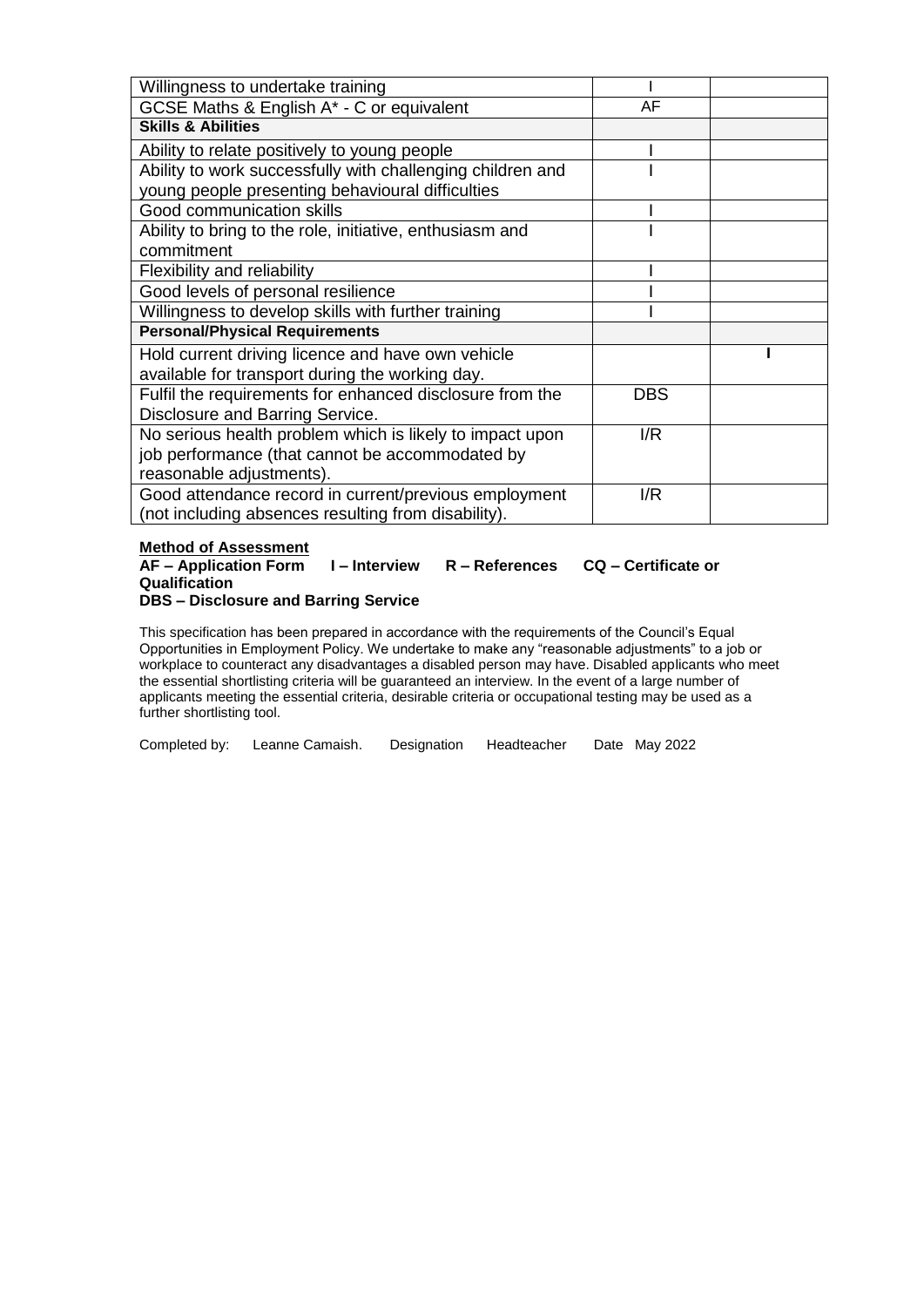| | | |
|---|---|---|
| Willingness to undertake training | I | |
| GCSE Maths & English A* - C or equivalent | AF | |
| **Skills & Abilities** | | |
| Ability to relate positively to young people | I | |
| Ability to work successfully with challenging children and young people presenting behavioural difficulties | I | |
| Good communication skills | I | |
| Ability to bring to the role, initiative, enthusiasm and commitment | I | |
| Flexibility and reliability | I | |
| Good levels of personal resilience | I | |
| Willingness to develop skills with further training | I | |
| **Personal/Physical Requirements** | | |
| Hold current driving licence and have own vehicle available for transport during the working day. | | **I** |
| Fulfil the requirements for enhanced disclosure from the Disclosure and Barring Service. | DBS | |
| No serious health problem which is likely to impact upon job performance (that cannot be accommodated by reasonable adjustments). | I/R | |
| Good attendance record in current/previous employment (not including absences resulting from disability). | I/R | |

**Method of Assessment**
**AF – Application Form    I – Interview    R – References    CQ – Certificate or Qualification**
**DBS – Disclosure and Barring Service**

This specification has been prepared in accordance with the requirements of the Council's Equal Opportunities in Employment Policy. We undertake to make any "reasonable adjustments" to a job or workplace to counteract any disadvantages a disabled person may have. Disabled applicants who meet the essential shortlisting criteria will be guaranteed an interview. In the event of a large number of applicants meeting the essential criteria, desirable criteria or occupational testing may be used as a further shortlisting tool.

Completed by: Leanne Camaish. Designation Headteacher Date May 2022